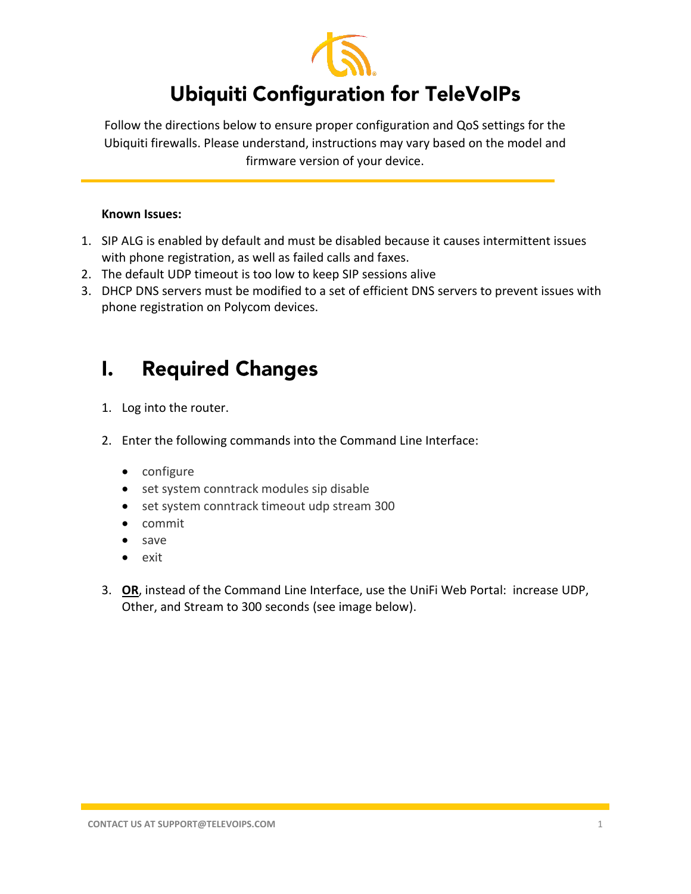# Ubiquiti Configuration for TeleVoIPs

Follow the directions below to ensure proper configuration and QoS settings for the Ubiquiti firewalls. Please understand, instructions may vary based on the model and firmware version of your device.

**Known Issues:**

1. SIP ALG is enabled by default and must be disabled because it causes intermittent issues with phone registration, as well as failed calls and faxes.
2. The default UDP timeout is too low to keep SIP sessions alive
3. DHCP DNS servers must be modified to a set of efficient DNS servers to prevent issues with phone registration on Polycom devices.

## I. Required Changes

1. Log into the router.

2. Enter the following commands into the Command Line Interface:

   - configure
   - set system conntrack modules sip disable
   - set system conntrack timeout udp stream 300
   - commit
   - save
   - exit

3. **OR**, instead of the Command Line Interface, use the UniFi Web Portal: increase UDP, Other, and Stream to 300 seconds (see image below).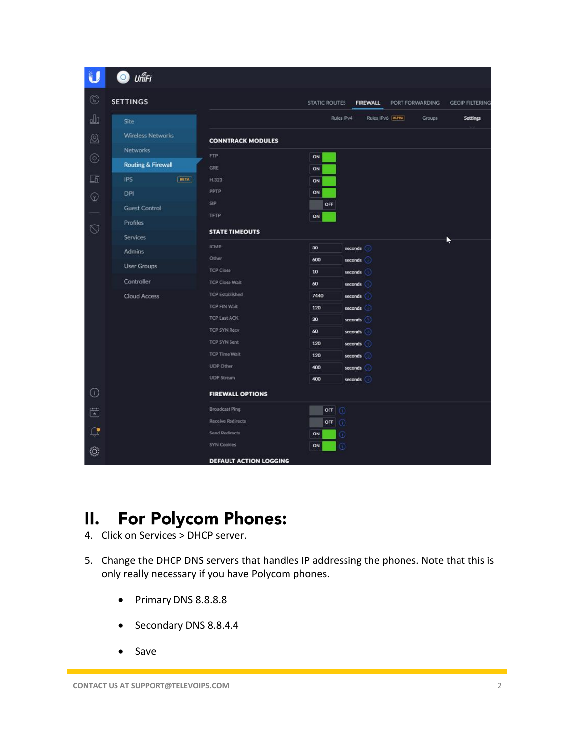## II. For Polycom Phones:

4. Click on Services > DHCP server.

5. Change the DHCP DNS servers that handles IP addressing the phones. Note that this is only really necessary if you have Polycom phones.

    - Primary DNS 8.8.8.8
    - Secondary DNS 8.8.4.4
    - Save

CONTACT US AT SUPPORT@TELEVOIPS.COM